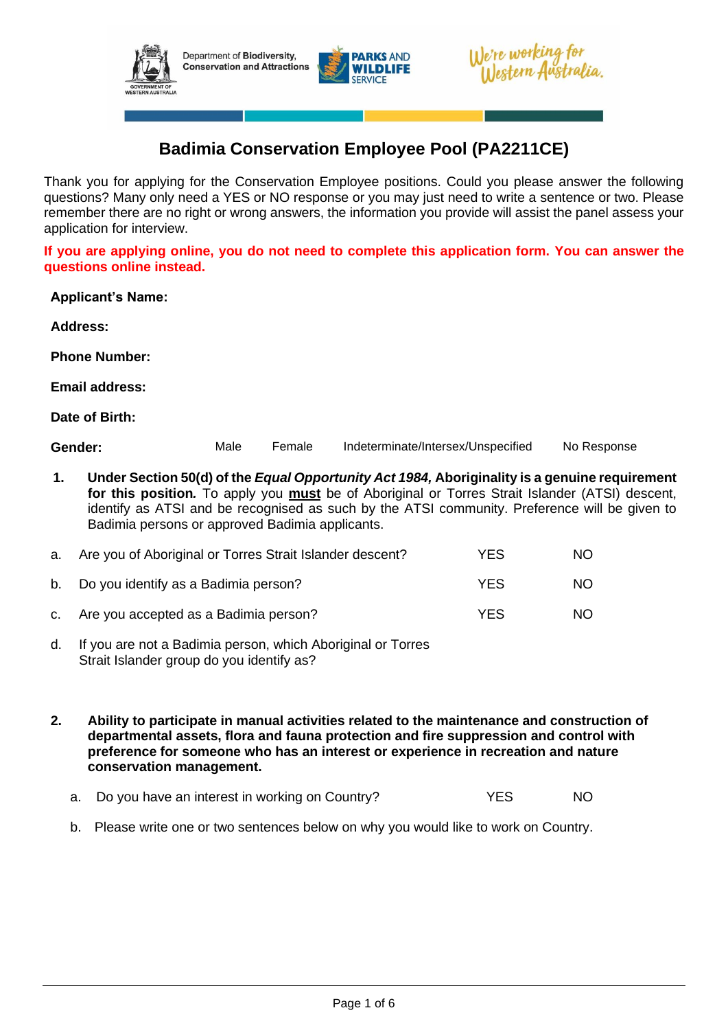# Badimia Conservation Employee Pool (PA2211CE)

Thank you for applying for the Conservation Employee positions. Could you please answer the following questions? Many only need a YES or NO response or you may just need to write a sentence or two. Please remember there are no right or wrong answers, the information you provide will assist the panel assess your application for interview.

**If you are applying online, you do not need to complete this application form. You can answer the questions online instead.**

**Applicant's Name:**

**Address:**

**Phone Number:**

**Email address:**

**Date of Birth:**

**Gender:** Male Female Indeterminate/Intersex/Unspecified No Response

1. **Under Section 50(d) of the *Equal Opportunity Act 1984,* Aboriginality is a genuine requirement for this position.** To apply you **must** be of Aboriginal or Torres Strait Islander (ATSI) descent, identify as ATSI and be recognised as such by the ATSI community. Preference will be given to Badimia persons or approved Badimia applicants.

| | | | |
|---|---|---|---|
| a. | Are you of Aboriginal or Torres Strait Islander descent? | YES | NO |
| b. | Do you identify as a Badimia person? | YES | NO |
| c. | Are you accepted as a Badimia person? | YES | NO |
| d. | If you are not a Badimia person, which Aboriginal or Torres Strait Islander group do you identify as? | | |

2. **Ability to participate in manual activities related to the maintenance and construction of departmental assets, flora and fauna protection and fire suppression and control with preference for someone who has an interest or experience in recreation and nature conservation management.**

| | | | |
|---|---|---|---|
| a. | Do you have an interest in working on Country? | YES | NO |

b. Please write one or two sentences below on why you would like to work on Country.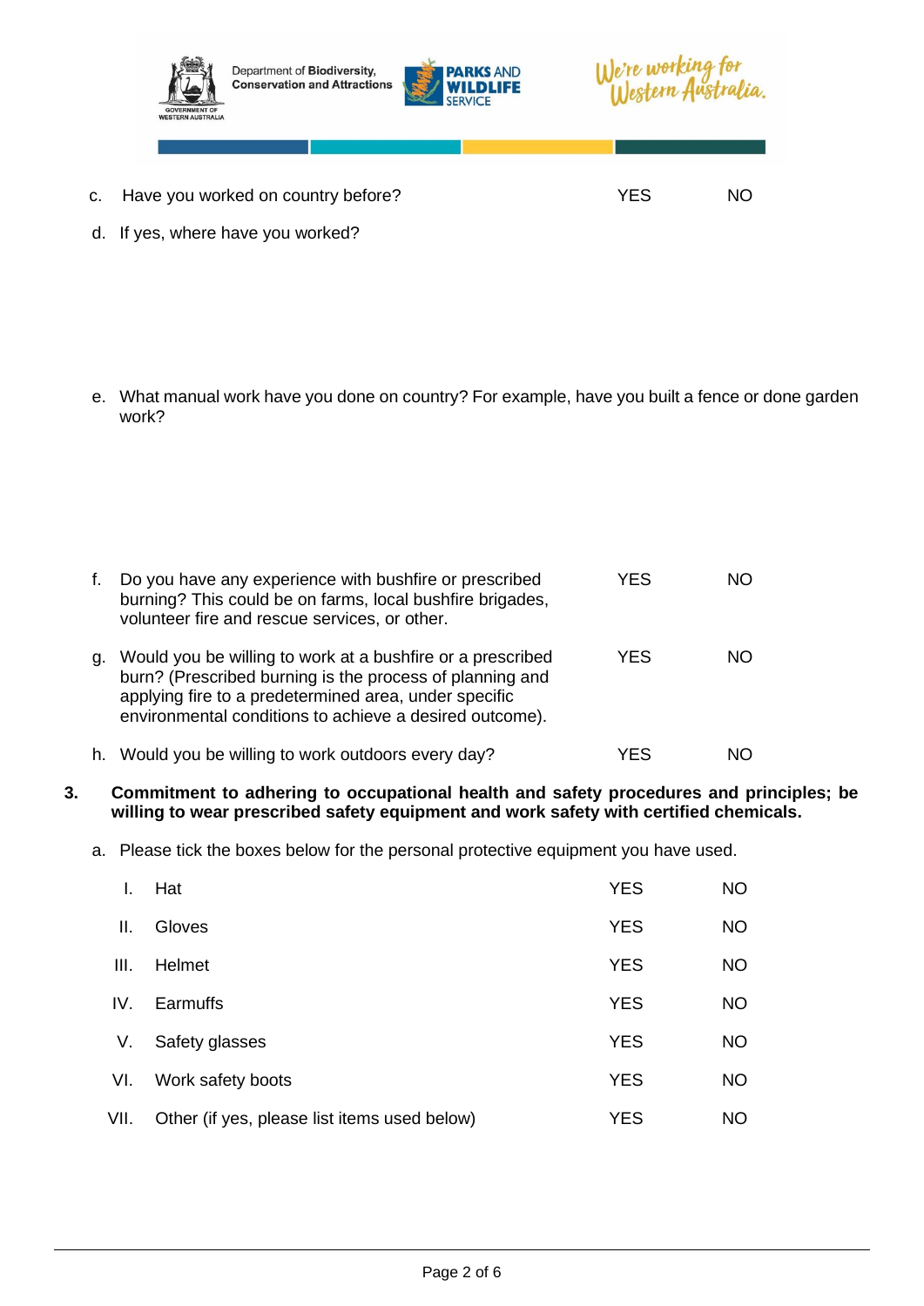c. Have you worked on country before? YES NO

d. If yes, where have you worked?

e. What manual work have you done on country? For example, have you built a fence or done garden work?

| | | | |
|---|---|---|---|
| f. | Do you have any experience with bushfire or prescribed burning? This could be on farms, local bushfire brigades, volunteer fire and rescue services, or other. | YES | NO |
| g. | Would you be willing to work at a bushfire or a prescribed burn? (Prescribed burning is the process of planning and applying fire to a predetermined area, under specific environmental conditions to achieve a desired outcome). | YES | NO |
| h. | Would you be willing to work outdoors every day? | YES | NO |

**3. Commitment to adhering to occupational health and safety procedures and principles; be willing to wear prescribed safety equipment and work safety with certified chemicals.**

a. Please tick the boxes below for the personal protective equipment you have used.

| | | | |
|---|---|---|---|
| I. | Hat | YES | NO |
| II. | Gloves | YES | NO |
| III. | Helmet | YES | NO |
| IV. | Earmuffs | YES | NO |
| V. | Safety glasses | YES | NO |
| VI. | Work safety boots | YES | NO |
| VII. | Other (if yes, please list items used below) | YES | NO |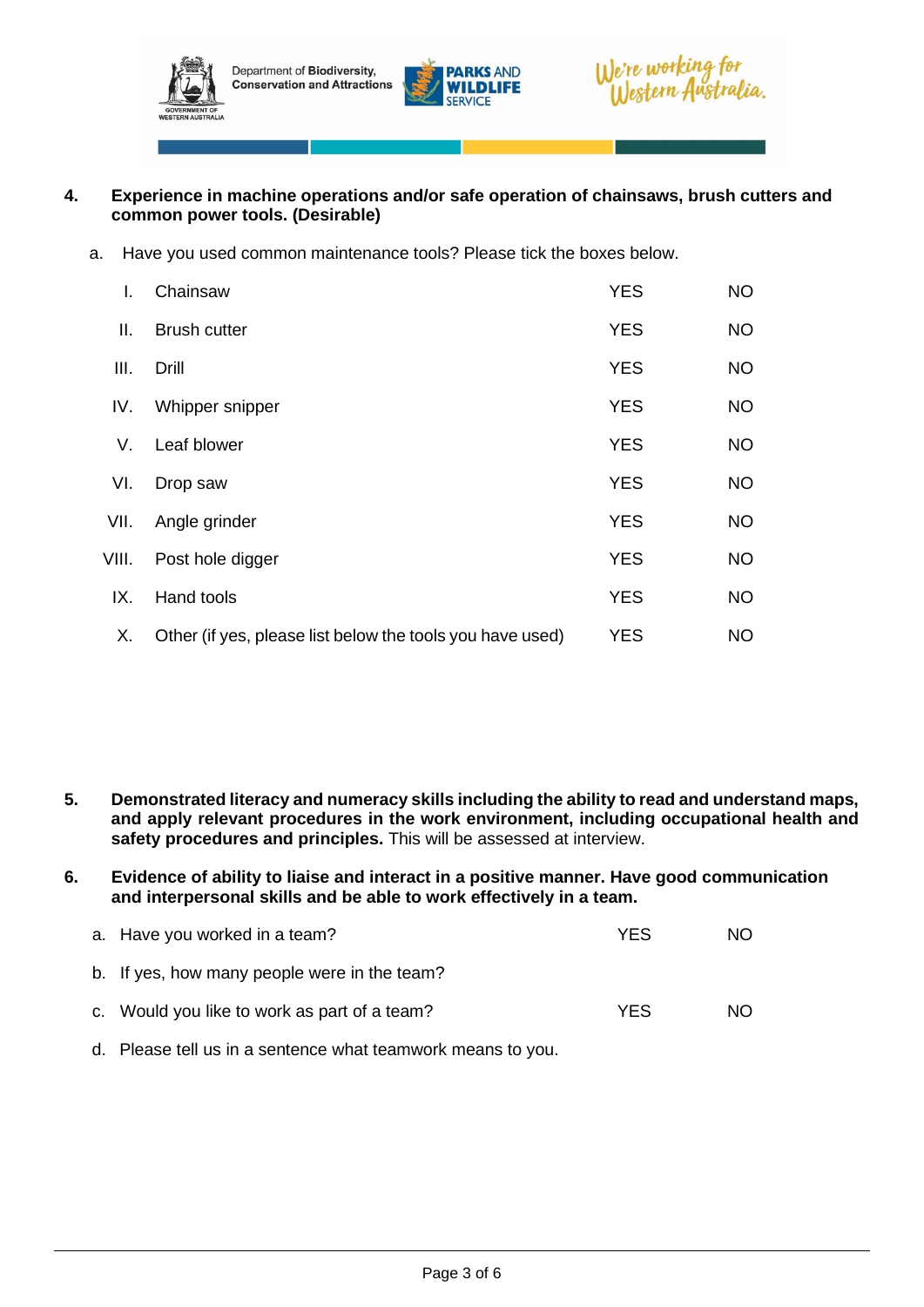**4. Experience in machine operations and/or safe operation of chainsaws, brush cutters and common power tools. (Desirable)**

a. Have you used common maintenance tools? Please tick the boxes below.

| | | | |
|---|---|---|---|
| I. | Chainsaw | YES | NO |
| II. | Brush cutter | YES | NO |
| III. | Drill | YES | NO |
| IV. | Whipper snipper | YES | NO |
| V. | Leaf blower | YES | NO |
| VI. | Drop saw | YES | NO |
| VII. | Angle grinder | YES | NO |
| VIII. | Post hole digger | YES | NO |
| IX. | Hand tools | YES | NO |
| X. | Other (if yes, please list below the tools you have used) | YES | NO |

**5. Demonstrated literacy and numeracy skills including the ability to read and understand maps, and apply relevant procedures in the work environment, including occupational health and safety procedures and principles.** This will be assessed at interview.

**6. Evidence of ability to liaise and interact in a positive manner. Have good communication and interpersonal skills and be able to work effectively in a team.**

| | | | |
|---|---|---|---|
| a. | Have you worked in a team? | YES | NO |
| b. | If yes, how many people were in the team? | | |
| c. | Would you like to work as part of a team? | YES | NO |
| d. | Please tell us in a sentence what teamwork means to you. | | |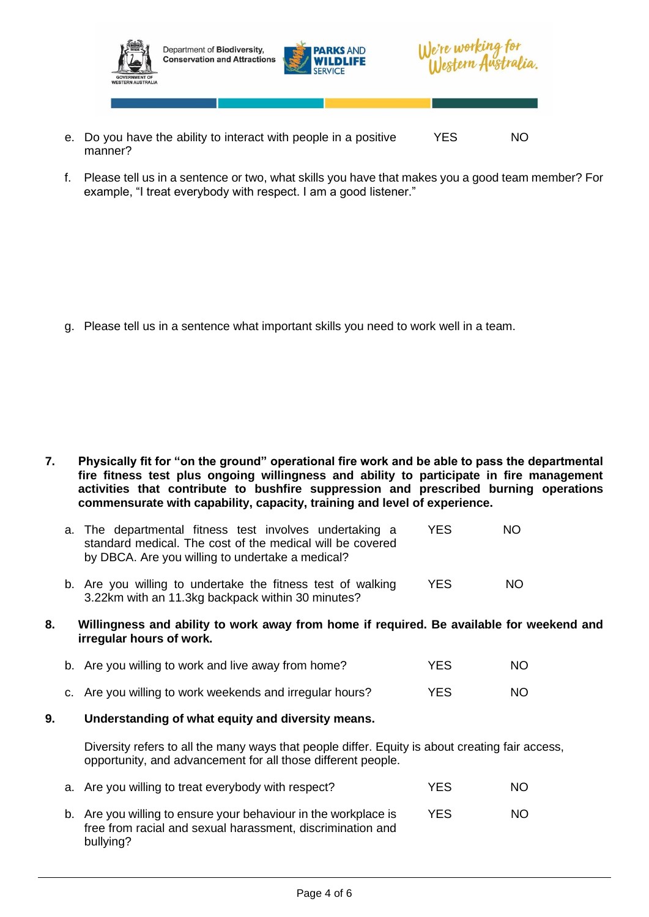e. Do you have the ability to interact with people in a positive manner? YES NO

f. Please tell us in a sentence or two, what skills you have that makes you a good team member? For example, "I treat everybody with respect. I am a good listener."

g. Please tell us in a sentence what important skills you need to work well in a team.

**7. Physically fit for "on the ground" operational fire work and be able to pass the departmental fire fitness test plus ongoing willingness and ability to participate in fire management activities that contribute to bushfire suppression and prescribed burning operations commensurate with capability, capacity, training and level of experience.**

a. The departmental fitness test involves undertaking a standard medical. The cost of the medical will be covered by DBCA. Are you willing to undertake a medical? YES NO

b. Are you willing to undertake the fitness test of walking 3.22km with an 11.3kg backpack within 30 minutes? YES NO

**8. Willingness and ability to work away from home if required. Be available for weekend and irregular hours of work.**

b. Are you willing to work and live away from home? YES NO

c. Are you willing to work weekends and irregular hours? YES NO

**9. Understanding of what equity and diversity means.**

Diversity refers to all the many ways that people differ. Equity is about creating fair access, opportunity, and advancement for all those different people.

a. Are you willing to treat everybody with respect? YES NO

b. Are you willing to ensure your behaviour in the workplace is free from racial and sexual harassment, discrimination and bullying? YES NO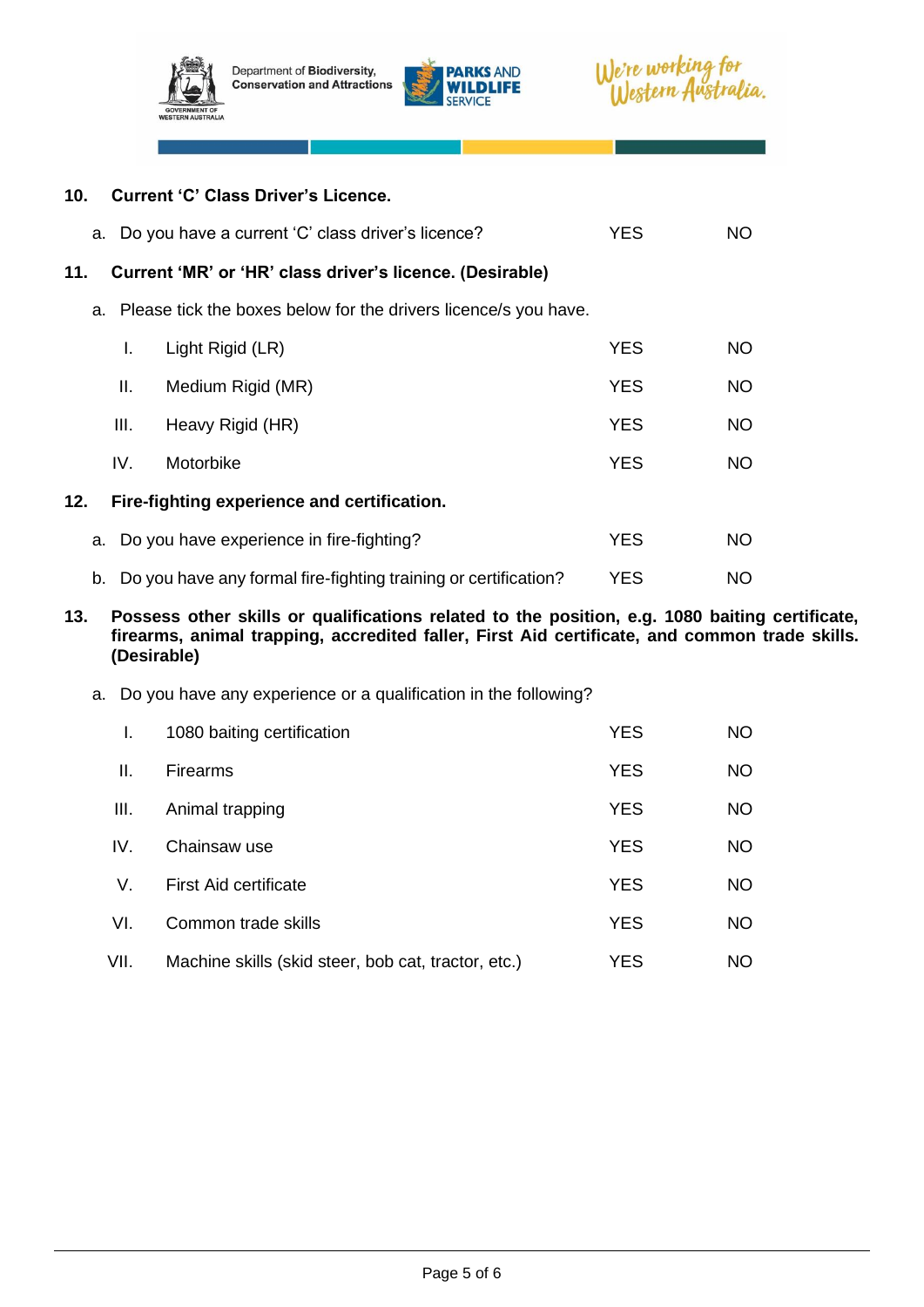**10. Current 'C' Class Driver's Licence.**

a. Do you have a current 'C' class driver's licence? YES NO

**11. Current 'MR' or 'HR' class driver's licence. (Desirable)**

a. Please tick the boxes below for the drivers licence/s you have.

| | | | |
|---|---|---|---|
| I. | Light Rigid (LR) | YES | NO |
| II. | Medium Rigid (MR) | YES | NO |
| III. | Heavy Rigid (HR) | YES | NO |
| IV. | Motorbike | YES | NO |

**12. Fire-fighting experience and certification.**

a. Do you have experience in fire-fighting? YES NO

b. Do you have any formal fire-fighting training or certification? YES NO

**13. Possess other skills or qualifications related to the position, e.g. 1080 baiting certificate, firearms, animal trapping, accredited faller, First Aid certificate, and common trade skills. (Desirable)**

a. Do you have any experience or a qualification in the following?

| | | | |
|---|---|---|---|
| I. | 1080 baiting certification | YES | NO |
| II. | Firearms | YES | NO |
| III. | Animal trapping | YES | NO |
| IV. | Chainsaw use | YES | NO |
| V. | First Aid certificate | YES | NO |
| VI. | Common trade skills | YES | NO |
| VII. | Machine skills (skid steer, bob cat, tractor, etc.) | YES | NO |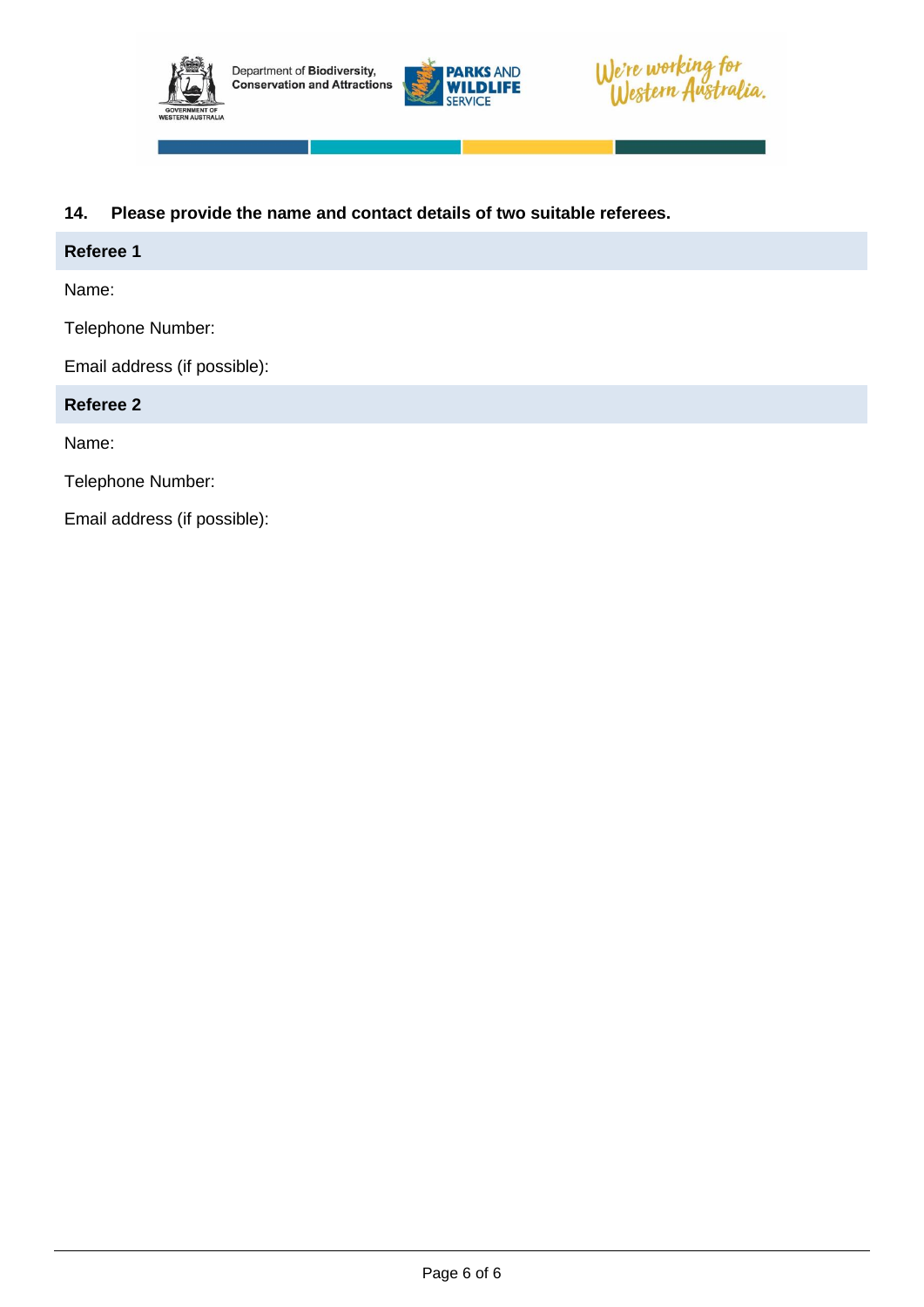**14. Please provide the name and contact details of two suitable referees.**

**Referee 1**

Name:

Telephone Number:

Email address (if possible):

**Referee 2**

Name:

Telephone Number:

Email address (if possible):